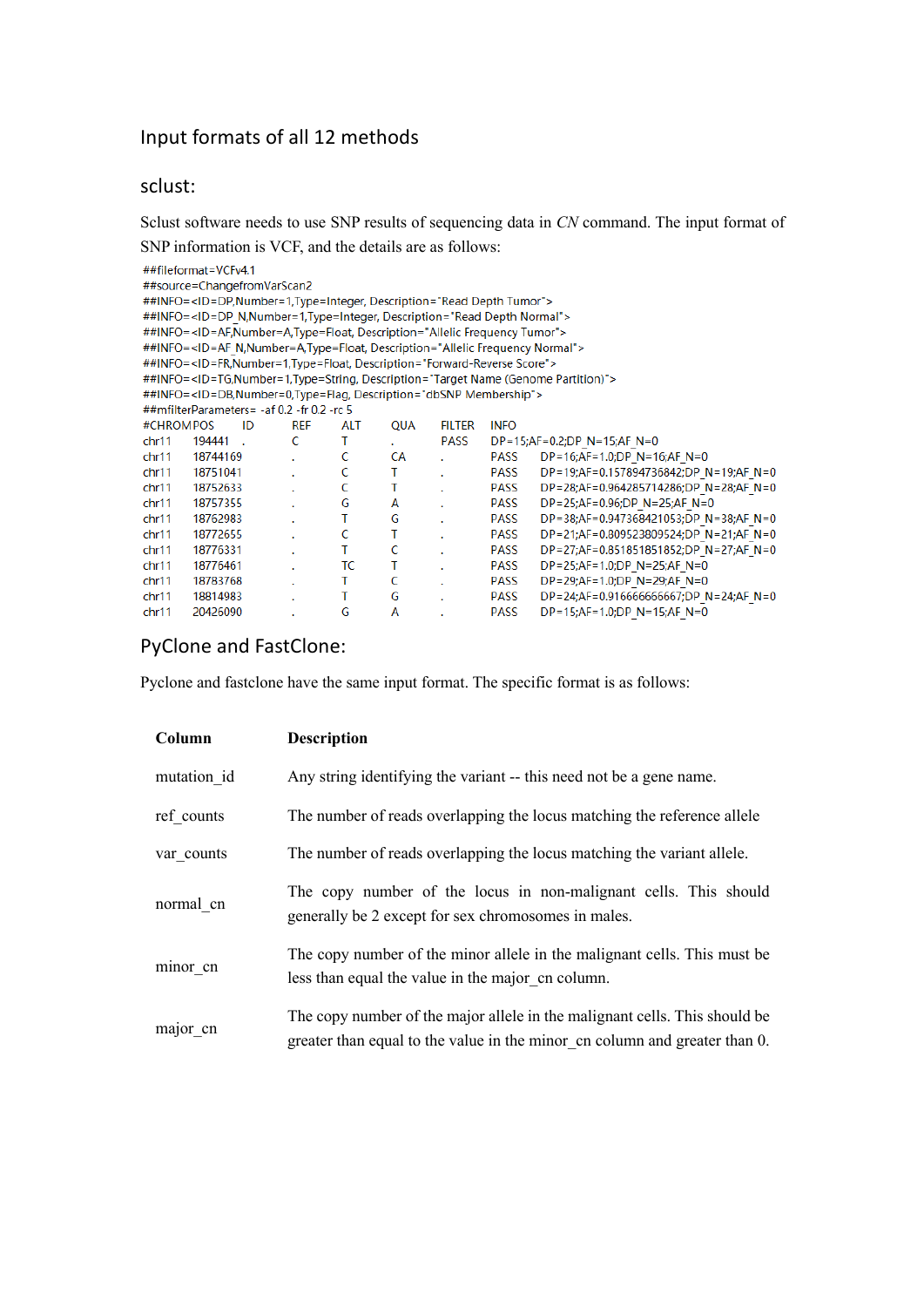# Input formats of all 12 methods

## sclust:

Sclust software needs to use SNP results of sequencing data in *CN* command. The input format of SNP information is VCF, and the details are as follows:

```
##fileformat=VCFv4.1
##source=ChangefromVarScan2
##INFO=<ID=DP,Number=1,Type=Integer, Description="Read Depth Tumor">
##INFO=<ID=DP_N,Number=1,Type=Integer, Description="Read Depth Normal">
##INFO=<ID=AF,Number=A,Type=Float, Description="Allelic Frequency Tumor">
##INFO=<ID=AF_N,Number=A,Type=Float, Description="Allelic Frequency Normal">
##INFO=<ID=FR,Number=1,Type=Float, Description="Forward-Reverse Score">
##INFO=<ID=TG,Number=1,Type=String, Description="Target Name (Genome Partition)">
##INFO=<ID=DB,Number=0,Type=Flag, Description="dbSNP Membership">
##filterParameters= -af 0.2 -fr 0.2 -rc 5
#CHROM POS      ID   REF  ALT  QUA  FILTER  INFO
chr11  194441   .    C    T    .    PASS    DP=15;AF=0.2;DP_N=15;AF_N=0
chr11  18744169 .    C    CA   .    PASS    DP=16;AF=1.0;DP_N=16;AF_N=0
chr11  18751041 .    C    T    .    PASS    DP=19;AF=0.157894736842;DP_N=19;AF_N=0
chr11  18752633 .    C    T    .    PASS    DP=28;AF=0.964285714286;DP_N=28;AF_N=0
chr11  18757355 .    G    A    .    PASS    DP=25;AF=0.96;DP_N=25;AF_N=0
chr11  18762983 .    T    G    .    PASS    DP=38;AF=0.947368421053;DP_N=38;AF_N=0
chr11  18772655 .    C    T    .    PASS    DP=21;AF=0.809523809524;DP_N=21;AF_N=0
chr11  18776331 .    T    C    .    PASS    DP=27;AF=0.851851851852;DP_N=27;AF_N=0
chr11  18776461 .    TC   T    .    PASS    DP=25;AF=1.0;DP_N=25;AF_N=0
chr11  18783768 .    T    C    .    PASS    DP=29;AF=1.0;DP_N=29;AF_N=0
chr11  18814983 .    T    G    .    PASS    DP=24;AF=0.916666666667;DP_N=24;AF_N=0
chr11  20426090 .    G    A    .    PASS    DP=15;AF=1.0;DP_N=15;AF_N=0
```

## PyClone and FastClone:

Pyclone and fastclone have the same input format. The specific format is as follows:

| Column | Description |
|---|---|
| mutation_id | Any string identifying the variant -- this need not be a gene name. |
| ref_counts | The number of reads overlapping the locus matching the reference allele |
| var_counts | The number of reads overlapping the locus matching the variant allele. |
| normal_cn | The copy number of the locus in non-malignant cells. This should generally be 2 except for sex chromosomes in males. |
| minor_cn | The copy number of the minor allele in the malignant cells. This must be less than equal the value in the major_cn column. |
| major_cn | The copy number of the major allele in the malignant cells. This should be greater than equal to the value in the minor_cn column and greater than 0. |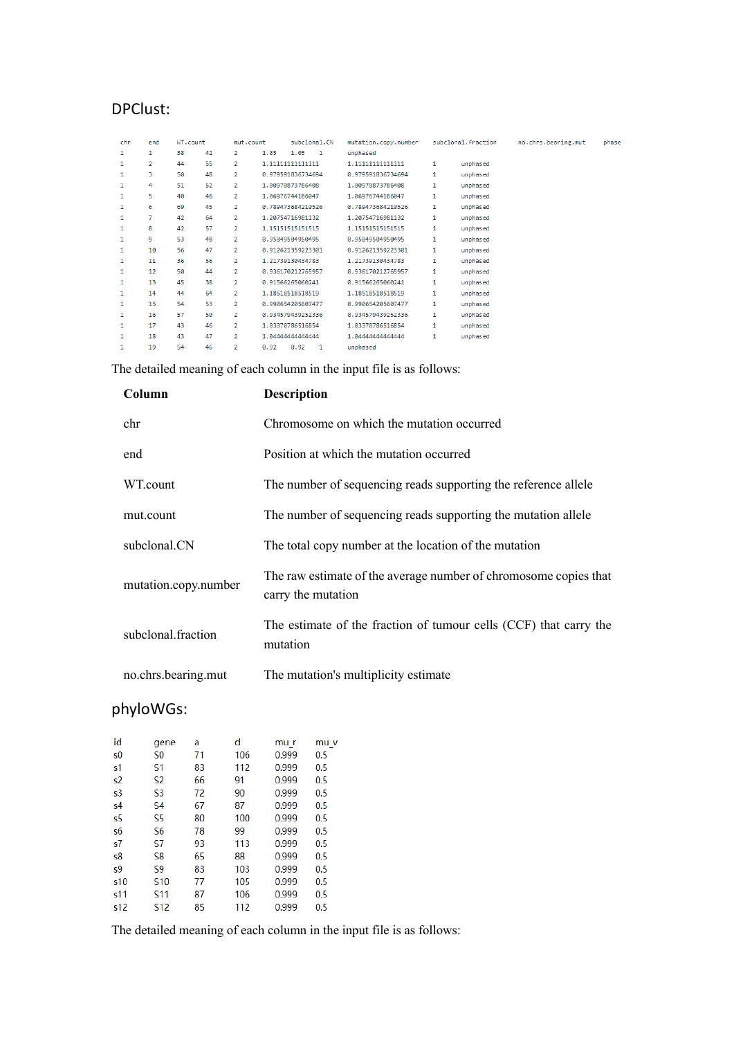## DPClust:

| chr | end | WT.count | mut.count | subclonal.CN | mutation.copy.number | subclonal.fraction | no.chrs.bearing.mut | phase |
|---|---|---|---|---|---|---|---|---|
| 1 | 1 | 38 | 42 | 2 | 1.05 | 1.05 | 1 | unphased |
| 1 | 2 | 44 | 55 | 2 | 1.11111111111111 | 1.11111111111111 | 1 | unphased |
| 1 | 3 | 50 | 48 | 2 | 0.979591836734694 | 0.979591836734694 | 1 | unphased |
| 1 | 4 | 51 | 52 | 2 | 1.00970873786408 | 1.00970873786408 | 1 | unphased |
| 1 | 5 | 40 | 46 | 2 | 1.06976744186047 | 1.06976744186047 | 1 | unphased |
| 1 | 6 | 69 | 45 | 2 | 0.789473684210526 | 0.789473684210526 | 1 | unphased |
| 1 | 7 | 42 | 64 | 2 | 1.20754716981132 | 1.20754716981132 | 1 | unphased |
| 1 | 8 | 42 | 57 | 2 | 1.15151515151515 | 1.15151515151515 | 1 | unphased |
| 1 | 9 | 53 | 48 | 2 | 0.95049504950495 | 0.95049504950495 | 1 | unphased |
| 1 | 10 | 56 | 47 | 2 | 0.912621359223301 | 0.912621359223301 | 1 | unphased |
| 1 | 11 | 36 | 56 | 2 | 1.21739130434783 | 1.21739130434783 | 1 | unphased |
| 1 | 12 | 50 | 44 | 2 | 0.936170212765957 | 0.936170212765957 | 1 | unphased |
| 1 | 13 | 45 | 38 | 2 | 0.91566265060241 | 0.91566265060241 | 1 | unphased |
| 1 | 14 | 44 | 64 | 2 | 1.18518518518519 | 1.18518518518519 | 1 | unphased |
| 1 | 15 | 54 | 53 | 2 | 0.990654205607477 | 0.990654205607477 | 1 | unphased |
| 1 | 16 | 57 | 50 | 2 | 0.934579439252336 | 0.934579439252336 | 1 | unphased |
| 1 | 17 | 43 | 46 | 2 | 1.03370786516854 | 1.03370786516854 | 1 | unphased |
| 1 | 18 | 43 | 47 | 2 | 1.04444444444444 | 1.04444444444444 | 1 | unphased |
| 1 | 19 | 54 | 46 | 2 | 0.92 | 0.92 | 1 | unphased |

The detailed meaning of each column in the input file is as follows:

| Column | Description |
|---|---|
| chr | Chromosome on which the mutation occurred |
| end | Position at which the mutation occurred |
| WT.count | The number of sequencing reads supporting the reference allele |
| mut.count | The number of sequencing reads supporting the mutation allele |
| subclonal.CN | The total copy number at the location of the mutation |
| mutation.copy.number | The raw estimate of the average number of chromosome copies that carry the mutation |
| subclonal.fraction | The estimate of the fraction of tumour cells (CCF) that carry the mutation |
| no.chrs.bearing.mut | The mutation's multiplicity estimate |

## phyloWGs:

| id | gene | a | d | mu_r | mu_v |
|---|---|---|---|---|---|
| s0 | S0 | 71 | 106 | 0.999 | 0.5 |
| s1 | S1 | 83 | 112 | 0.999 | 0.5 |
| s2 | S2 | 66 | 91 | 0.999 | 0.5 |
| s3 | S3 | 72 | 90 | 0.999 | 0.5 |
| s4 | S4 | 67 | 87 | 0.999 | 0.5 |
| s5 | S5 | 80 | 100 | 0.999 | 0.5 |
| s6 | S6 | 78 | 99 | 0.999 | 0.5 |
| s7 | S7 | 93 | 113 | 0.999 | 0.5 |
| s8 | S8 | 65 | 88 | 0.999 | 0.5 |
| s9 | S9 | 83 | 103 | 0.999 | 0.5 |
| s10 | S10 | 77 | 105 | 0.999 | 0.5 |
| s11 | S11 | 87 | 106 | 0.999 | 0.5 |
| s12 | S12 | 85 | 112 | 0.999 | 0.5 |

The detailed meaning of each column in the input file is as follows: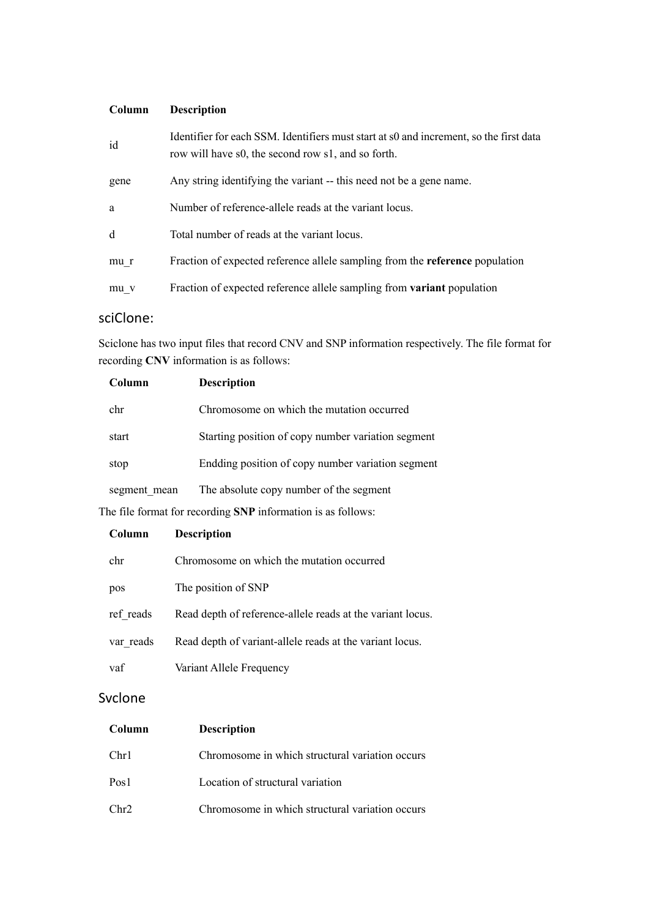| Column | Description |
| --- | --- |
| id | Identifier for each SSM. Identifiers must start at s0 and increment, so the first data row will have s0, the second row s1, and so forth. |
| gene | Any string identifying the variant -- this need not be a gene name. |
| a | Number of reference-allele reads at the variant locus. |
| d | Total number of reads at the variant locus. |
| mu_r | Fraction of expected reference allele sampling from the **reference** population |
| mu_v | Fraction of expected reference allele sampling from **variant** population |

## sciClone:

Sciclone has two input files that record CNV and SNP information respectively. The file format for recording **CNV** information is as follows:

| Column | Description |
| --- | --- |
| chr | Chromosome on which the mutation occurred |
| start | Starting position of copy number variation segment |
| stop | Endding position of copy number variation segment |
| segment_mean | The absolute copy number of the segment |

The file format for recording **SNP** information is as follows:

| Column | Description |
| --- | --- |
| chr | Chromosome on which the mutation occurred |
| pos | The position of SNP |
| ref_reads | Read depth of reference-allele reads at the variant locus. |
| var_reads | Read depth of variant-allele reads at the variant locus. |
| vaf | Variant Allele Frequency |

## Svclone

| Column | Description |
| --- | --- |
| Chr1 | Chromosome in which structural variation occurs |
| Pos1 | Location of structural variation |
| Chr2 | Chromosome in which structural variation occurs |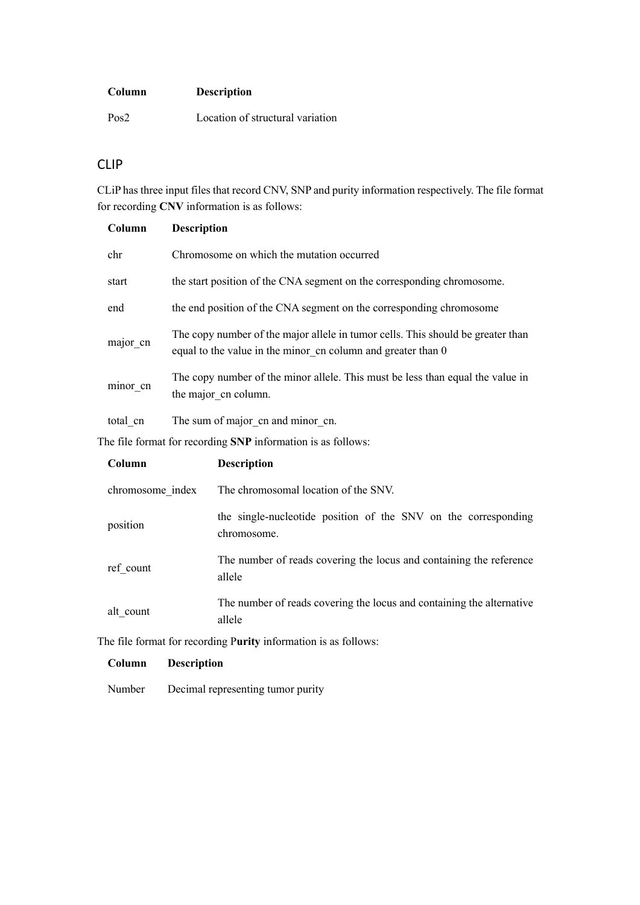| Column | Description |
| --- | --- |
| Pos2 | Location of structural variation |

## CLIP

CLiP has three input files that record CNV, SNP and purity information respectively. The file format for recording **CNV** information is as follows:

| Column | Description |
| --- | --- |
| chr | Chromosome on which the mutation occurred |
| start | the start position of the CNA segment on the corresponding chromosome. |
| end | the end position of the CNA segment on the corresponding chromosome |
| major_cn | The copy number of the major allele in tumor cells. This should be greater than equal to the value in the minor_cn column and greater than 0 |
| minor_cn | The copy number of the minor allele. This must be less than equal the value in the major_cn column. |
| total_cn | The sum of major_cn and minor_cn. |

The file format for recording **SNP** information is as follows:

| Column | Description |
| --- | --- |
| chromosome_index | The chromosomal location of the SNV. |
| position | the single-nucleotide position of the SNV on the corresponding chromosome. |
| ref_count | The number of reads covering the locus and containing the reference allele |
| alt_count | The number of reads covering the locus and containing the alternative allele |

The file format for recording P**urity** information is as follows:

| Column | Description |
| --- | --- |
| Number | Decimal representing tumor purity |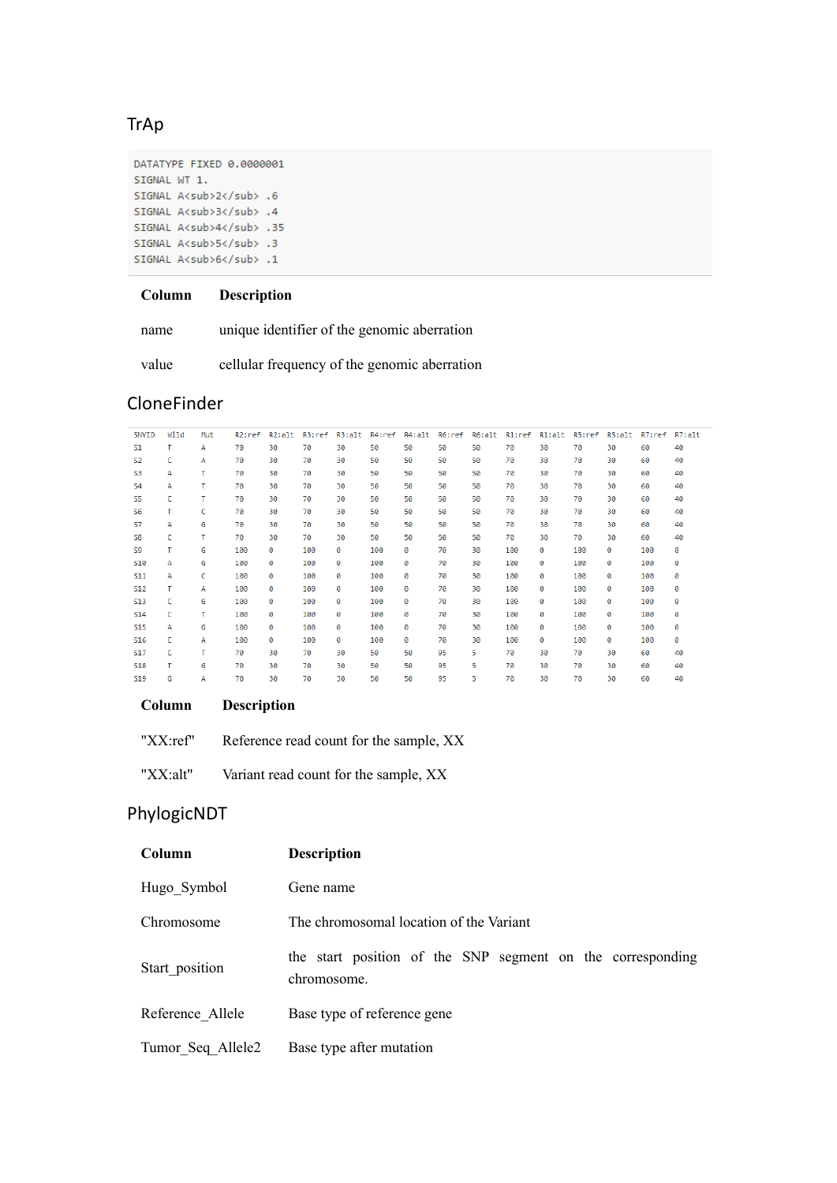## TrAp

```
DATATYPE FIXED 0.0000001
SIGNAL WT 1.
SIGNAL A<sub>2</sub> .6
SIGNAL A<sub>3</sub> .4
SIGNAL A<sub>4</sub> .35
SIGNAL A<sub>5</sub> .3
SIGNAL A<sub>6</sub> .1
```

| Column | Description |
|---|---|
| name | unique identifier of the genomic aberration |
| value | cellular frequency of the genomic aberration |

## CloneFinder

| SNVID | Wild | Mut | R2:ref | R2:alt | R3:ref | R3:alt | R4:ref | R4:alt | R6:ref | R6:alt | R1:ref | R1:alt | R5:ref | R5:alt | R7:ref | R7:alt |
|---|---|---|---|---|---|---|---|---|---|---|---|---|---|---|---|---|
| S1 | T | A | 70 | 30 | 70 | 30 | 50 | 50 | 50 | 50 | 70 | 30 | 70 | 30 | 60 | 40 |
| S2 | C | A | 70 | 30 | 70 | 30 | 50 | 50 | 50 | 50 | 70 | 30 | 70 | 30 | 60 | 40 |
| S3 | A | T | 70 | 30 | 70 | 30 | 50 | 50 | 50 | 50 | 70 | 30 | 70 | 30 | 60 | 40 |
| S4 | A | T | 70 | 30 | 70 | 30 | 50 | 50 | 50 | 50 | 70 | 30 | 70 | 30 | 60 | 40 |
| S5 | C | T | 70 | 30 | 70 | 30 | 50 | 50 | 50 | 50 | 70 | 30 | 70 | 30 | 60 | 40 |
| S6 | T | C | 70 | 30 | 70 | 30 | 50 | 50 | 50 | 50 | 70 | 30 | 70 | 30 | 60 | 40 |
| S7 | A | G | 70 | 30 | 70 | 30 | 50 | 50 | 50 | 50 | 70 | 30 | 70 | 30 | 60 | 40 |
| S8 | C | T | 70 | 30 | 70 | 30 | 50 | 50 | 50 | 50 | 70 | 30 | 70 | 30 | 60 | 40 |
| S9 | T | G | 100 | 0 | 100 | 0 | 100 | 0 | 70 | 30 | 100 | 0 | 100 | 0 | 100 | 0 |
| S10 | A | G | 100 | 0 | 100 | 0 | 100 | 0 | 70 | 30 | 100 | 0 | 100 | 0 | 100 | 0 |
| S11 | A | C | 100 | 0 | 100 | 0 | 100 | 0 | 70 | 30 | 100 | 0 | 100 | 0 | 100 | 0 |
| S12 | T | A | 100 | 0 | 100 | 0 | 100 | 0 | 70 | 30 | 100 | 0 | 100 | 0 | 100 | 0 |
| S13 | C | G | 100 | 0 | 100 | 0 | 100 | 0 | 70 | 30 | 100 | 0 | 100 | 0 | 100 | 0 |
| S14 | C | T | 100 | 0 | 100 | 0 | 100 | 0 | 70 | 30 | 100 | 0 | 100 | 0 | 100 | 0 |
| S15 | A | G | 100 | 0 | 100 | 0 | 100 | 0 | 70 | 30 | 100 | 0 | 100 | 0 | 100 | 0 |
| S16 | C | A | 100 | 0 | 100 | 0 | 100 | 0 | 70 | 30 | 100 | 0 | 100 | 0 | 100 | 0 |
| S17 | C | T | 70 | 30 | 70 | 30 | 50 | 50 | 95 | 5 | 70 | 30 | 70 | 30 | 60 | 40 |
| S18 | T | G | 70 | 30 | 70 | 30 | 50 | 50 | 95 | 5 | 70 | 30 | 70 | 30 | 60 | 40 |
| S19 | G | A | 70 | 30 | 70 | 30 | 50 | 50 | 95 | 5 | 70 | 30 | 70 | 30 | 60 | 40 |

| Column | Description |
|---|---|
| "XX:ref" | Reference read count for the sample, XX |
| "XX:alt" | Variant read count for the sample, XX |

## PhylogicNDT

| Column | Description |
|---|---|
| Hugo_Symbol | Gene name |
| Chromosome | The chromosomal location of the Variant |
| Start_position | the start position of the SNP segment on the corresponding chromosome. |
| Reference_Allele | Base type of reference gene |
| Tumor_Seq_Allele2 | Base type after mutation |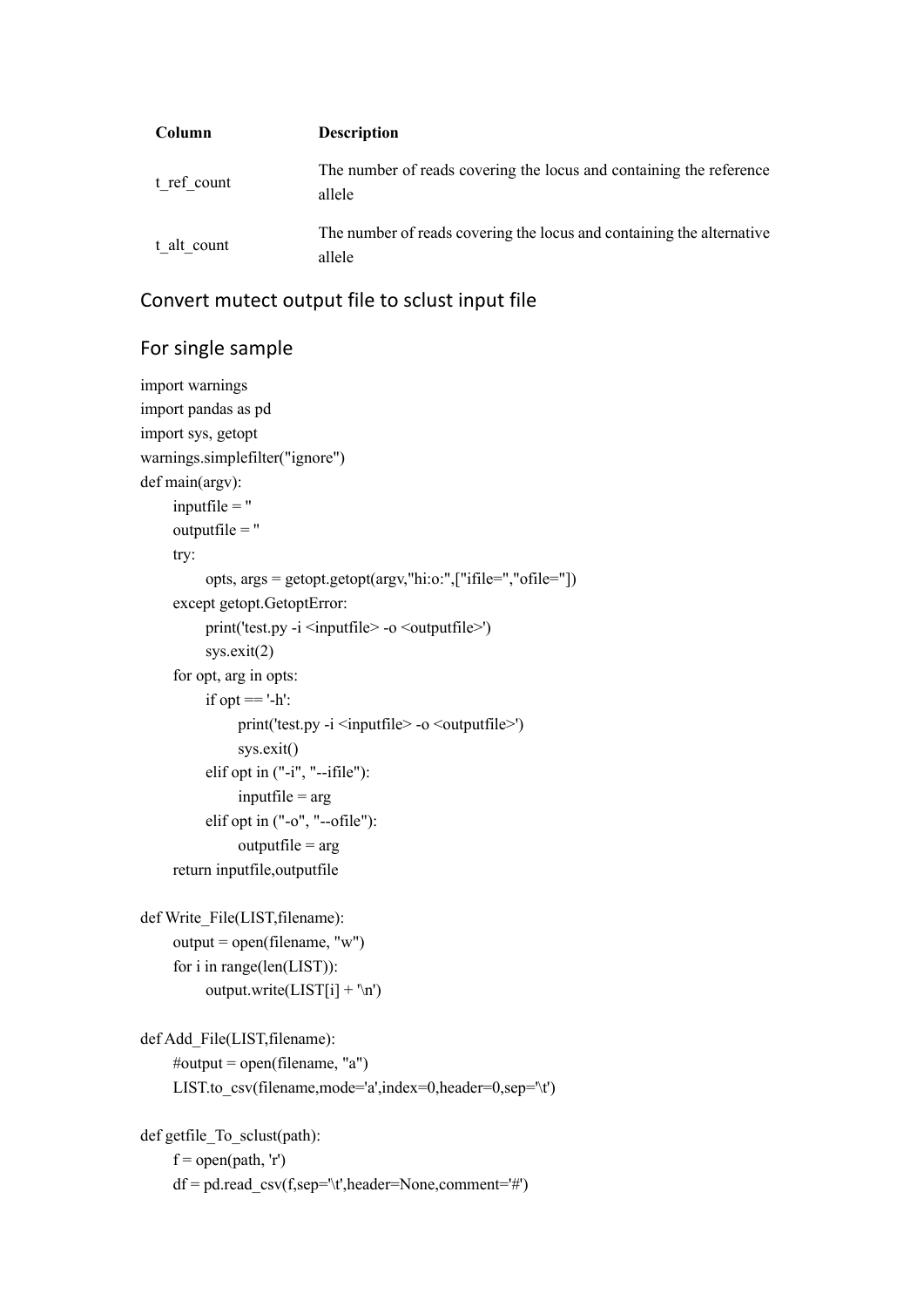| Column | Description |
| --- | --- |
| t_ref_count | The number of reads covering the locus and containing the reference allele |
| t_alt_count | The number of reads covering the locus and containing the alternative allele |

## Convert mutect output file to sclust input file

## For single sample

```
import warnings
import pandas as pd
import sys, getopt
warnings.simplefilter("ignore")
def main(argv):
    inputfile = ''
    outputfile = ''
    try:
        opts, args = getopt.getopt(argv,"hi:o:",["ifile=","ofile="])
    except getopt.GetoptError:
        print('test.py -i <inputfile> -o <outputfile>')
        sys.exit(2)
    for opt, arg in opts:
        if opt == '-h':
            print('test.py -i <inputfile> -o <outputfile>')
            sys.exit()
        elif opt in ("-i", "--ifile"):
            inputfile = arg
        elif opt in ("-o", "--ofile"):
            outputfile = arg
    return inputfile,outputfile

def Write_File(LIST,filename):
    output = open(filename, "w")
    for i in range(len(LIST)):
        output.write(LIST[i] + '\n')

def Add_File(LIST,filename):
    #output = open(filename, "a")
    LIST.to_csv(filename,mode='a',index=0,header=0,sep='\t')

def getfile_To_sclust(path):
    f = open(path, 'r')
    df = pd.read_csv(f,sep='\t',header=None,comment='#')
```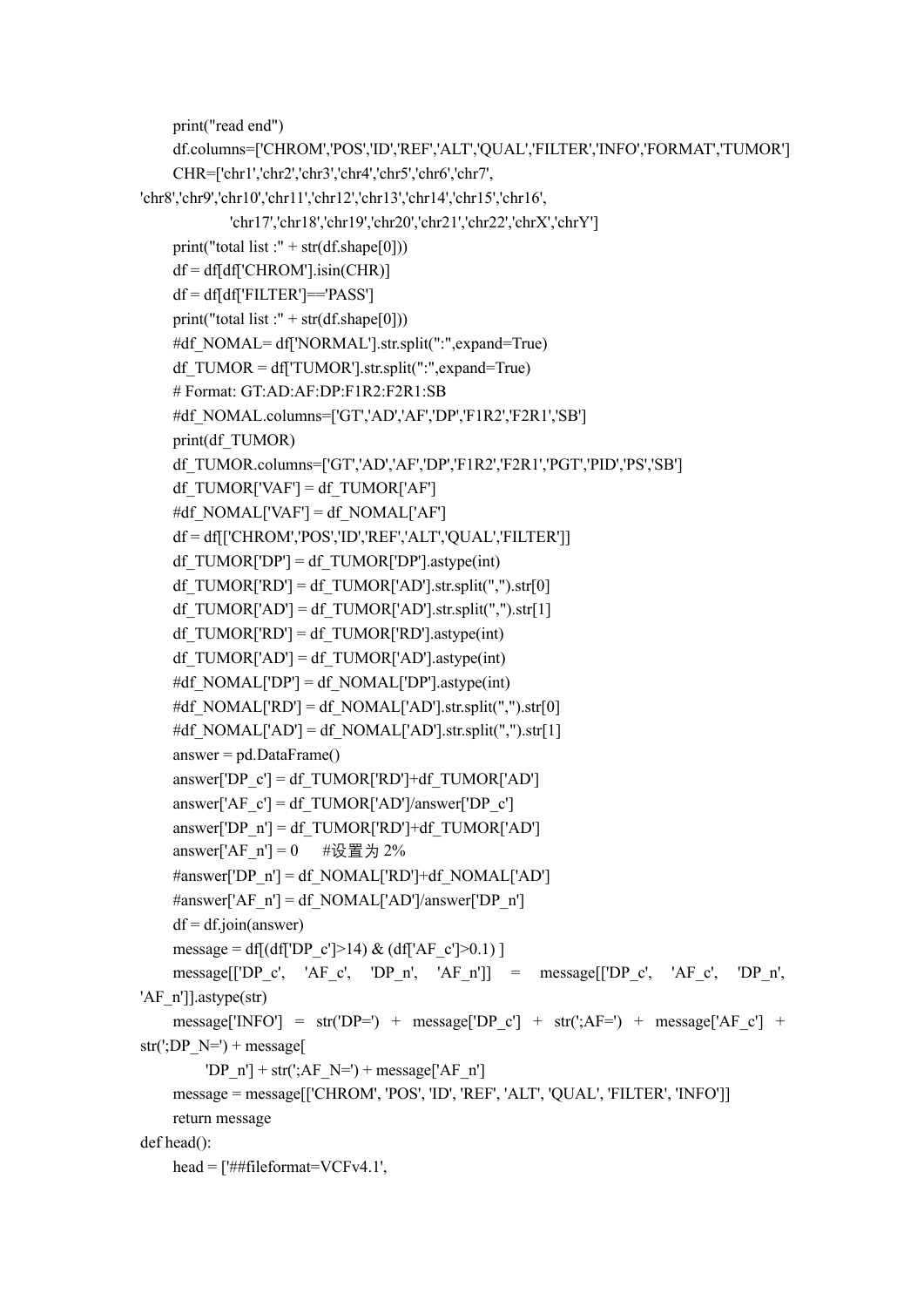```
    print("read end")
    df.columns=['CHROM','POS','ID','REF','ALT','QUAL','FILTER','INFO','FORMAT','TUMOR']
    CHR=['chr1','chr2','chr3','chr4','chr5','chr6','chr7',
'chr8','chr9','chr10','chr11','chr12','chr13','chr14','chr15','chr16',
             'chr17','chr18','chr19','chr20','chr21','chr22','chrX','chrY']
    print("total list :" + str(df.shape[0]))
    df = df[df['CHROM'].isin(CHR)]
    df = df[df['FILTER']=='PASS']
    print("total list :" + str(df.shape[0]))
    #df_NOMAL= df['NORMAL'].str.split(":",expand=True)
    df_TUMOR = df['TUMOR'].str.split(":",expand=True)
    # Format: GT:AD:AF:DP:F1R2:F2R1:SB
    #df_NOMAL.columns=['GT','AD','AF','DP','F1R2','F2R1','SB']
    print(df_TUMOR)
    df_TUMOR.columns=['GT','AD','AF','DP','F1R2','F2R1','PGT','PID','PS','SB']
    df_TUMOR['VAF'] = df_TUMOR['AF']
    #df_NOMAL['VAF'] = df_NOMAL['AF']
    df = df[['CHROM','POS','ID','REF','ALT','QUAL','FILTER']]
    df_TUMOR['DP'] = df_TUMOR['DP'].astype(int)
    df_TUMOR['RD'] = df_TUMOR['AD'].str.split(",").str[0]
    df_TUMOR['AD'] = df_TUMOR['AD'].str.split(",").str[1]
    df_TUMOR['RD'] = df_TUMOR['RD'].astype(int)
    df_TUMOR['AD'] = df_TUMOR['AD'].astype(int)
    #df_NOMAL['DP'] = df_NOMAL['DP'].astype(int)
    #df_NOMAL['RD'] = df_NOMAL['AD'].str.split(",").str[0]
    #df_NOMAL['AD'] = df_NOMAL['AD'].str.split(",").str[1]
    answer = pd.DataFrame()
    answer['DP_c'] = df_TUMOR['RD']+df_TUMOR['AD']
    answer['AF_c'] = df_TUMOR['AD']/answer['DP_c']
    answer['DP_n'] = df_TUMOR['RD']+df_TUMOR['AD']
    answer['AF_n'] = 0    #设置为2%
    #answer['DP_n'] = df_NOMAL['RD']+df_NOMAL['AD']
    #answer['AF_n'] = df_NOMAL['AD']/answer['DP_n']
    df = df.join(answer)
    message = df[(df['DP_c']>14) & (df['AF_c']>0.1) ]
    message[['DP_c', 'AF_c', 'DP_n', 'AF_n']] = message[['DP_c', 'AF_c', 'DP_n',
'AF_n']].astype(str)
    message['INFO'] = str('DP=') + message['DP_c'] + str(';AF=') + message['AF_c'] +
str(';DP_N=') + message[
        'DP_n'] + str(';AF_N=') + message['AF_n']
    message = message[['CHROM', 'POS', 'ID', 'REF', 'ALT', 'QUAL', 'FILTER', 'INFO']]
    return message
def head():
    head = ['##fileformat=VCFv4.1',
```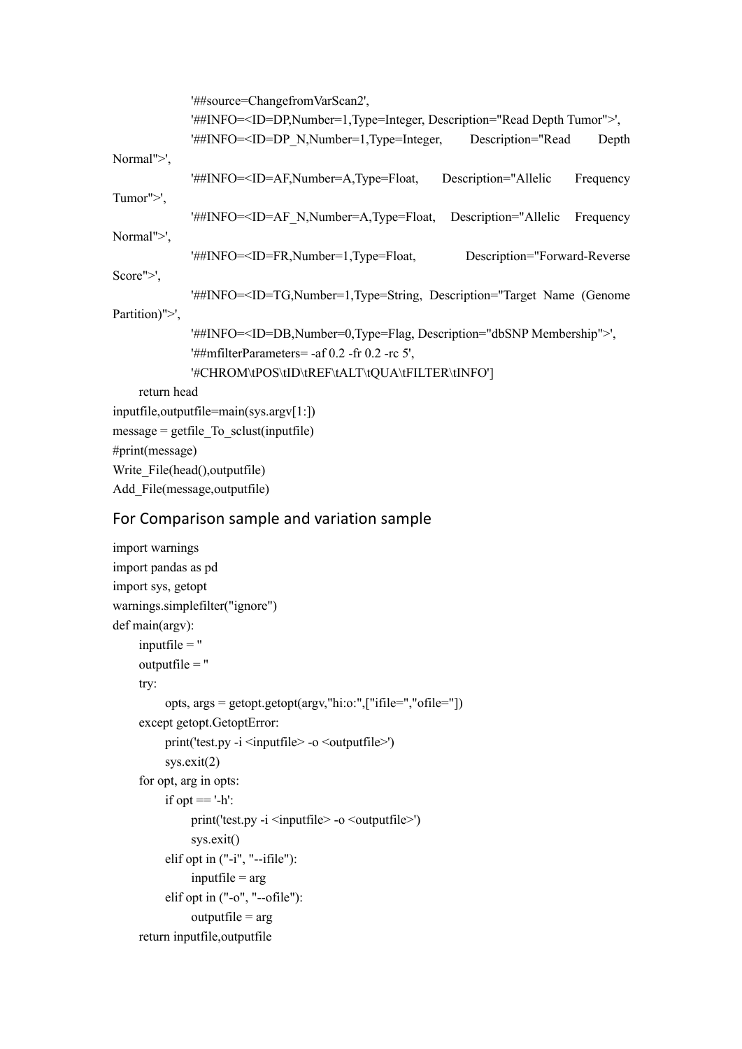```
                '##source=ChangefromVarScan2',
                '##INFO=<ID=DP,Number=1,Type=Integer, Description="Read Depth Tumor">',
                '##INFO=<ID=DP_N,Number=1,Type=Integer, Description="Read Depth Normal">',
                '##INFO=<ID=AF,Number=A,Type=Float, Description="Allelic Frequency Tumor">',
                '##INFO=<ID=AF_N,Number=A,Type=Float, Description="Allelic Frequency Normal">',
                '##INFO=<ID=FR,Number=1,Type=Float, Description="Forward-Reverse Score">',
                '##INFO=<ID=TG,Number=1,Type=String, Description="Target Name (Genome Partition)">',
                '##INFO=<ID=DB,Number=0,Type=Flag, Description="dbSNP Membership">',
                '##mfilterParameters= -af 0.2 -fr 0.2 -rc 5',
                '#CHROM\tPOS\tID\tREF\tALT\tQUA\tFILTER\tINFO']
    return head
inputfile,outputfile=main(sys.argv[1:])
message = getfile_To_sclust(inputfile)
#print(message)
Write_File(head(),outputfile)
Add_File(message,outputfile)
```

## For Comparison sample and variation sample

```
import warnings
import pandas as pd
import sys, getopt
warnings.simplefilter("ignore")
def main(argv):
    inputfile = ''
    outputfile = ''
    try:
        opts, args = getopt.getopt(argv,"hi:o:",["ifile=","ofile="])
    except getopt.GetoptError:
        print('test.py -i <inputfile> -o <outputfile>')
        sys.exit(2)
    for opt, arg in opts:
        if opt == '-h':
            print('test.py -i <inputfile> -o <outputfile>')
            sys.exit()
        elif opt in ("-i", "--ifile"):
            inputfile = arg
        elif opt in ("-o", "--ofile"):
            outputfile = arg
    return inputfile,outputfile
```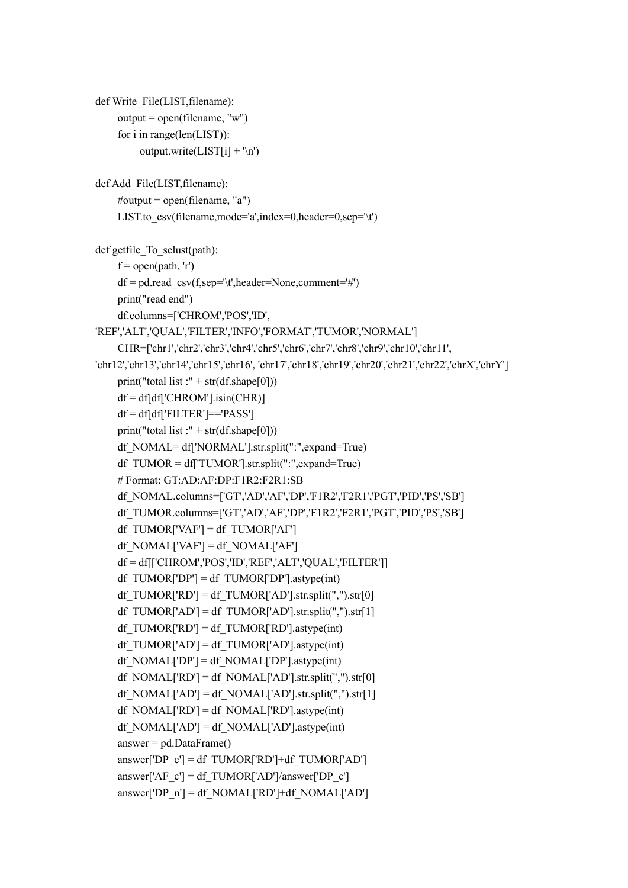```
def Write_File(LIST,filename):
    output = open(filename, "w")
    for i in range(len(LIST)):
        output.write(LIST[i] + '\n')

def Add_File(LIST,filename):
    #output = open(filename, "a")
    LIST.to_csv(filename,mode='a',index=0,header=0,sep='\t')

def getfile_To_sclust(path):
    f = open(path, 'r')
    df = pd.read_csv(f,sep='\t',header=None,comment='#')
    print("read end")
    df.columns=['CHROM','POS','ID',
'REF','ALT','QUAL','FILTER','INFO','FORMAT','TUMOR','NORMAL']
    CHR=['chr1','chr2','chr3','chr4','chr5','chr6','chr7','chr8','chr9','chr10','chr11',
'chr12','chr13','chr14','chr15','chr16', 'chr17','chr18','chr19','chr20','chr21','chr22','chrX','chrY']
    print("total list :" + str(df.shape[0]))
    df = df[df['CHROM'].isin(CHR)]
    df = df[df['FILTER']=='PASS']
    print("total list :" + str(df.shape[0]))
    df_NOMAL= df['NORMAL'].str.split(":",expand=True)
    df_TUMOR = df['TUMOR'].str.split(":",expand=True)
    # Format: GT:AD:AF:DP:F1R2:F2R1:SB
    df_NOMAL.columns=['GT','AD','AF','DP','F1R2','F2R1','PGT','PID','PS','SB']
    df_TUMOR.columns=['GT','AD','AF','DP','F1R2','F2R1','PGT','PID','PS','SB']
    df_TUMOR['VAF'] = df_TUMOR['AF']
    df_NOMAL['VAF'] = df_NOMAL['AF']
    df = df[['CHROM','POS','ID','REF','ALT','QUAL','FILTER']]
    df_TUMOR['DP'] = df_TUMOR['DP'].astype(int)
    df_TUMOR['RD'] = df_TUMOR['AD'].str.split(",").str[0]
    df_TUMOR['AD'] = df_TUMOR['AD'].str.split(",").str[1]
    df_TUMOR['RD'] = df_TUMOR['RD'].astype(int)
    df_TUMOR['AD'] = df_TUMOR['AD'].astype(int)
    df_NOMAL['DP'] = df_NOMAL['DP'].astype(int)
    df_NOMAL['RD'] = df_NOMAL['AD'].str.split(",").str[0]
    df_NOMAL['AD'] = df_NOMAL['AD'].str.split(",").str[1]
    df_NOMAL['RD'] = df_NOMAL['RD'].astype(int)
    df_NOMAL['AD'] = df_NOMAL['AD'].astype(int)
    answer = pd.DataFrame()
    answer['DP_c'] = df_TUMOR['RD']+df_TUMOR['AD']
    answer['AF_c'] = df_TUMOR['AD']/answer['DP_c']
    answer['DP_n'] = df_NOMAL['RD']+df_NOMAL['AD']
```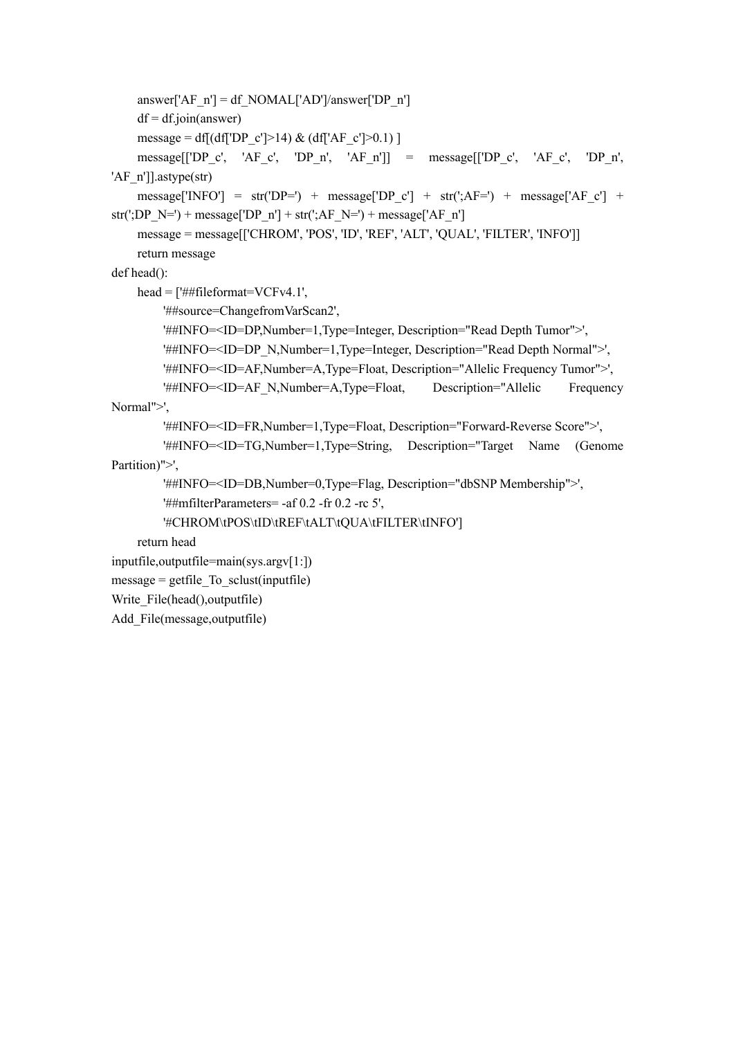```
    answer['AF_n'] = df_NOMAL['AD']/answer['DP_n']
    df = df.join(answer)
    message = df[(df['DP_c']>14) & (df['AF_c']>0.1) ]
    message[['DP_c', 'AF_c', 'DP_n', 'AF_n']] = message[['DP_c', 'AF_c', 'DP_n', 'AF_n']].astype(str)
    message['INFO'] = str('DP=') + message['DP_c'] + str(';AF=') + message['AF_c'] + str(';DP_N=') + message['DP_n'] + str(';AF_N=') + message['AF_n']
    message = message[['CHROM', 'POS', 'ID', 'REF', 'ALT', 'QUAL', 'FILTER', 'INFO']]
    return message
def head():
    head = ['##fileformat=VCFv4.1',
        '##source=ChangefromVarScan2',
        '##INFO=<ID=DP,Number=1,Type=Integer, Description="Read Depth Tumor">',
        '##INFO=<ID=DP_N,Number=1,Type=Integer, Description="Read Depth Normal">',
        '##INFO=<ID=AF,Number=A,Type=Float, Description="Allelic Frequency Tumor">',
        '##INFO=<ID=AF_N,Number=A,Type=Float, Description="Allelic Frequency Normal">',
        '##INFO=<ID=FR,Number=1,Type=Float, Description="Forward-Reverse Score">',
        '##INFO=<ID=TG,Number=1,Type=String, Description="Target Name (Genome Partition)">',
        '##INFO=<ID=DB,Number=0,Type=Flag, Description="dbSNP Membership">',
        '##mfilterParameters= -af 0.2 -fr 0.2 -rc 5',
        '#CHROM\tPOS\tID\tREF\tALT\tQUA\tFILTER\tINFO']
    return head
inputfile,outputfile=main(sys.argv[1:])
message = getfile_To_sclust(inputfile)
Write_File(head(),outputfile)
Add_File(message,outputfile)
```